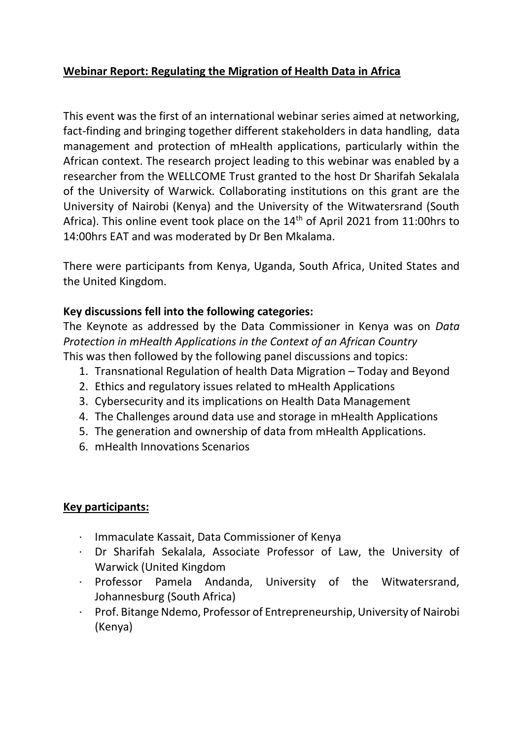**Webinar Report: Regulating the Migration of Health Data in Africa**

This event was the first of an international webinar series aimed at networking, fact-finding and bringing together different stakeholders in data handling, data management and protection of mHealth applications, particularly within the African context. The research project leading to this webinar was enabled by a researcher from the WELLCOME Trust granted to the host Dr Sharifah Sekalala of the University of Warwick. Collaborating institutions on this grant are the University of Nairobi (Kenya) and the University of the Witwatersrand (South Africa). This online event took place on the 14th of April 2021 from 11:00hrs to 14:00hrs EAT and was moderated by Dr Ben Mkalama.

There were participants from Kenya, Uganda, South Africa, United States and the United Kingdom.

**Key discussions fell into the following categories:**

The Keynote as addressed by the Data Commissioner in Kenya was on *Data Protection in mHealth Applications in the Context of an African Country*
This was then followed by the following panel discussions and topics:

1. Transnational Regulation of health Data Migration – Today and Beyond
2. Ethics and regulatory issues related to mHealth Applications
3. Cybersecurity and its implications on Health Data Management
4. The Challenges around data use and storage in mHealth Applications
5. The generation and ownership of data from mHealth Applications.
6. mHealth Innovations Scenarios

**Key participants:**

- Immaculate Kassait, Data Commissioner of Kenya
- Dr Sharifah Sekalala, Associate Professor of Law, the University of Warwick (United Kingdom
- Professor Pamela Andanda, University of the Witwatersrand, Johannesburg (South Africa)
- Prof. Bitange Ndemo, Professor of Entrepreneurship, University of Nairobi (Kenya)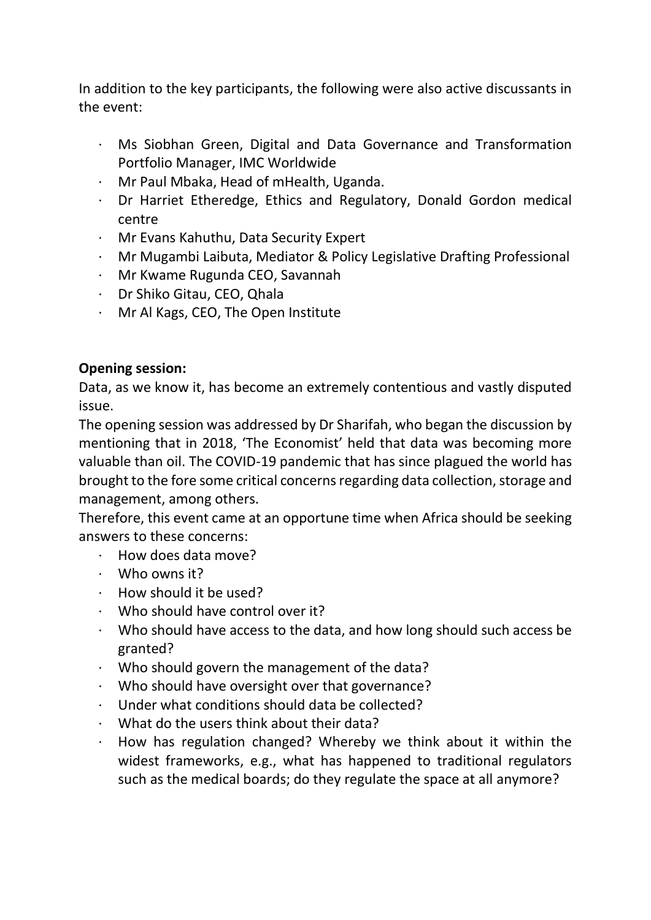In addition to the key participants, the following were also active discussants in the event:

- Ms Siobhan Green, Digital and Data Governance and Transformation Portfolio Manager, IMC Worldwide
- Mr Paul Mbaka, Head of mHealth, Uganda.
- Dr Harriet Etheredge, Ethics and Regulatory, Donald Gordon medical centre
- Mr Evans Kahuthu, Data Security Expert
- Mr Mugambi Laibuta, Mediator & Policy Legislative Drafting Professional
- Mr Kwame Rugunda CEO, Savannah
- Dr Shiko Gitau, CEO, Qhala
- Mr Al Kags, CEO, The Open Institute

**Opening session:**

Data, as we know it, has become an extremely contentious and vastly disputed issue.

The opening session was addressed by Dr Sharifah, who began the discussion by mentioning that in 2018, 'The Economist' held that data was becoming more valuable than oil. The COVID-19 pandemic that has since plagued the world has brought to the fore some critical concerns regarding data collection, storage and management, among others.

Therefore, this event came at an opportune time when Africa should be seeking answers to these concerns:

- How does data move?
- Who owns it?
- How should it be used?
- Who should have control over it?
- Who should have access to the data, and how long should such access be granted?
- Who should govern the management of the data?
- Who should have oversight over that governance?
- Under what conditions should data be collected?
- What do the users think about their data?
- How has regulation changed? Whereby we think about it within the widest frameworks, e.g., what has happened to traditional regulators such as the medical boards; do they regulate the space at all anymore?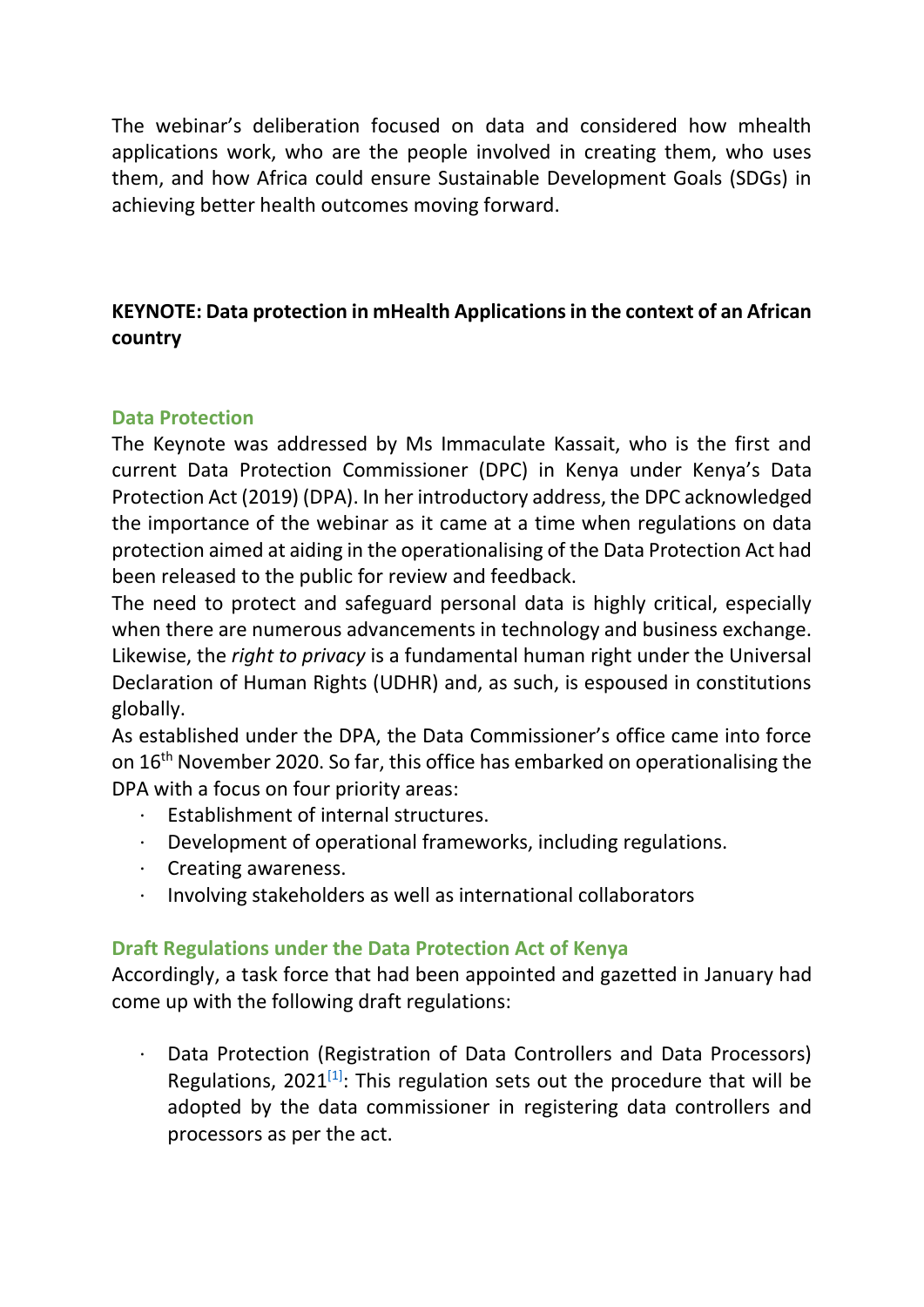The webinar's deliberation focused on data and considered how mhealth applications work, who are the people involved in creating them, who uses them, and how Africa could ensure Sustainable Development Goals (SDGs) in achieving better health outcomes moving forward.

## KEYNOTE: Data protection in mHealth Applications in the context of an African country

### Data Protection

The Keynote was addressed by Ms Immaculate Kassait, who is the first and current Data Protection Commissioner (DPC) in Kenya under Kenya's Data Protection Act (2019) (DPA). In her introductory address, the DPC acknowledged the importance of the webinar as it came at a time when regulations on data protection aimed at aiding in the operationalising of the Data Protection Act had been released to the public for review and feedback.

The need to protect and safeguard personal data is highly critical, especially when there are numerous advancements in technology and business exchange. Likewise, the *right to privacy* is a fundamental human right under the Universal Declaration of Human Rights (UDHR) and, as such, is espoused in constitutions globally.

As established under the DPA, the Data Commissioner's office came into force on 16th November 2020. So far, this office has embarked on operationalising the DPA with a focus on four priority areas:

- Establishment of internal structures.
- Development of operational frameworks, including regulations.
- Creating awareness.
- Involving stakeholders as well as international collaborators

### Draft Regulations under the Data Protection Act of Kenya

Accordingly, a task force that had been appointed and gazetted in January had come up with the following draft regulations:

- Data Protection (Registration of Data Controllers and Data Processors) Regulations, 2021[1]: This regulation sets out the procedure that will be adopted by the data commissioner in registering data controllers and processors as per the act.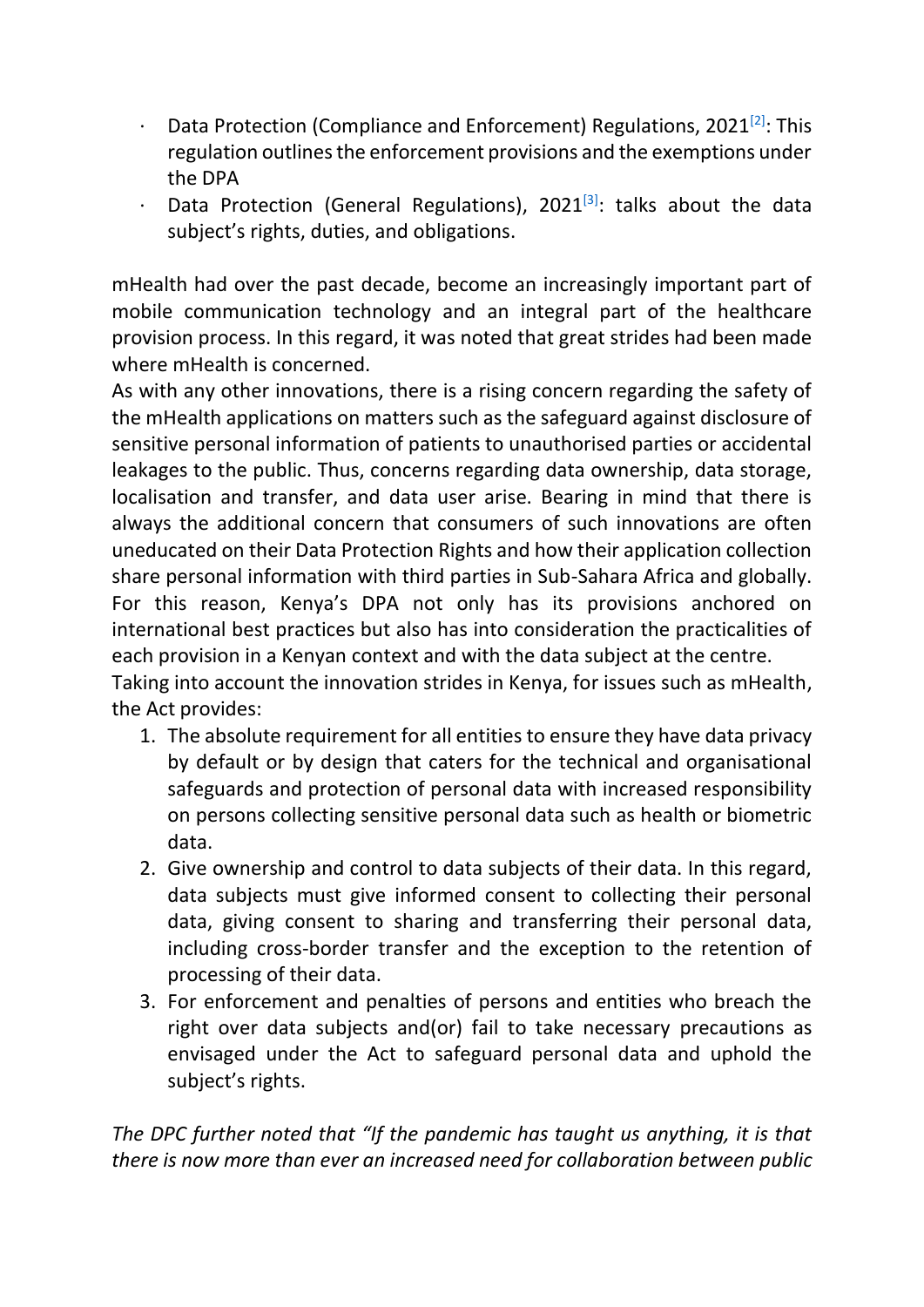- Data Protection (Compliance and Enforcement) Regulations, 2021[2]: This regulation outlines the enforcement provisions and the exemptions under the DPA
- Data Protection (General Regulations), 2021[3]: talks about the data subject's rights, duties, and obligations.

mHealth had over the past decade, become an increasingly important part of mobile communication technology and an integral part of the healthcare provision process. In this regard, it was noted that great strides had been made where mHealth is concerned.

As with any other innovations, there is a rising concern regarding the safety of the mHealth applications on matters such as the safeguard against disclosure of sensitive personal information of patients to unauthorised parties or accidental leakages to the public. Thus, concerns regarding data ownership, data storage, localisation and transfer, and data user arise. Bearing in mind that there is always the additional concern that consumers of such innovations are often uneducated on their Data Protection Rights and how their application collection share personal information with third parties in Sub-Sahara Africa and globally. For this reason, Kenya's DPA not only has its provisions anchored on international best practices but also has into consideration the practicalities of each provision in a Kenyan context and with the data subject at the centre.

Taking into account the innovation strides in Kenya, for issues such as mHealth, the Act provides:

1. The absolute requirement for all entities to ensure they have data privacy by default or by design that caters for the technical and organisational safeguards and protection of personal data with increased responsibility on persons collecting sensitive personal data such as health or biometric data.
2. Give ownership and control to data subjects of their data. In this regard, data subjects must give informed consent to collecting their personal data, giving consent to sharing and transferring their personal data, including cross-border transfer and the exception to the retention of processing of their data.
3. For enforcement and penalties of persons and entities who breach the right over data subjects and(or) fail to take necessary precautions as envisaged under the Act to safeguard personal data and uphold the subject's rights.

*The DPC further noted that "If the pandemic has taught us anything, it is that there is now more than ever an increased need for collaboration between public*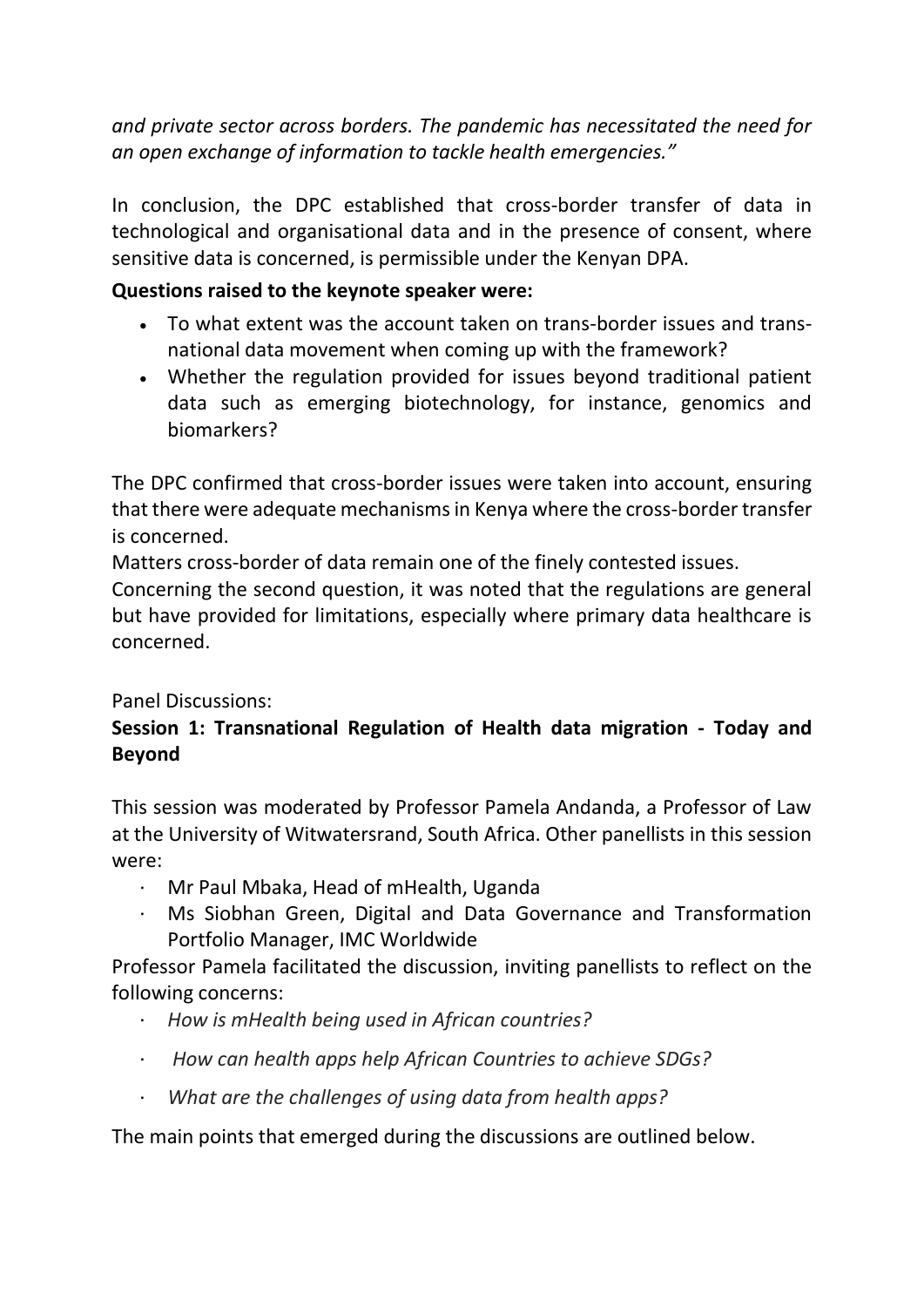*and private sector across borders. The pandemic has necessitated the need for an open exchange of information to tackle health emergencies."*

In conclusion, the DPC established that cross-border transfer of data in technological and organisational data and in the presence of consent, where sensitive data is concerned, is permissible under the Kenyan DPA.

**Questions raised to the keynote speaker were:**

- To what extent was the account taken on trans-border issues and trans-national data movement when coming up with the framework?
- Whether the regulation provided for issues beyond traditional patient data such as emerging biotechnology, for instance, genomics and biomarkers?

The DPC confirmed that cross-border issues were taken into account, ensuring that there were adequate mechanisms in Kenya where the cross-border transfer is concerned.

Matters cross-border of data remain one of the finely contested issues.

Concerning the second question, it was noted that the regulations are general but have provided for limitations, especially where primary data healthcare is concerned.

Panel Discussions:

**Session 1: Transnational Regulation of Health data migration - Today and Beyond**

This session was moderated by Professor Pamela Andanda, a Professor of Law at the University of Witwatersrand, South Africa. Other panellists in this session were:

- Mr Paul Mbaka, Head of mHealth, Uganda
- Ms Siobhan Green, Digital and Data Governance and Transformation Portfolio Manager, IMC Worldwide

Professor Pamela facilitated the discussion, inviting panellists to reflect on the following concerns:

- *How is mHealth being used in African countries?*
- *How can health apps help African Countries to achieve SDGs?*
- *What are the challenges of using data from health apps?*

The main points that emerged during the discussions are outlined below.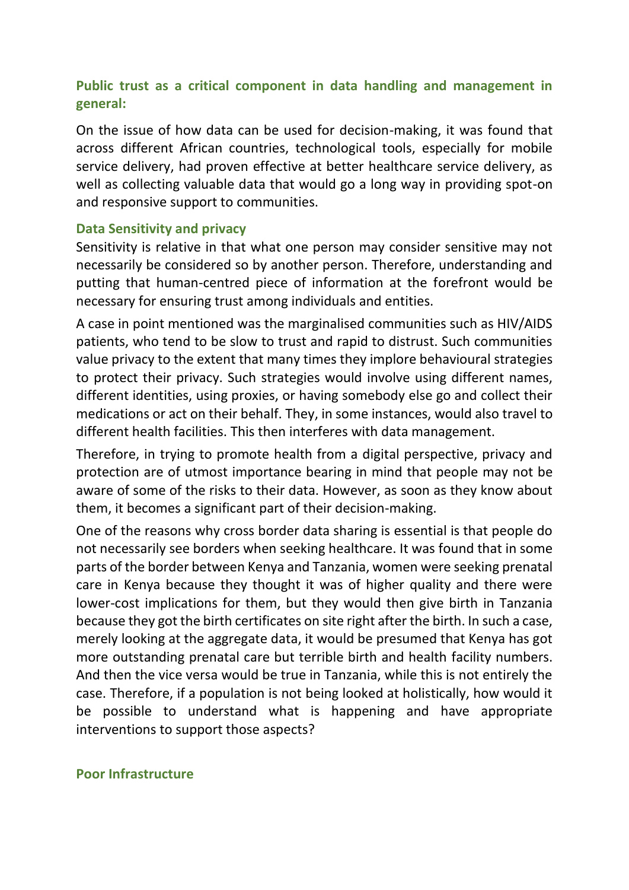### Public trust as a critical component in data handling and management in general:

On the issue of how data can be used for decision-making, it was found that across different African countries, technological tools, especially for mobile service delivery, had proven effective at better healthcare service delivery, as well as collecting valuable data that would go a long way in providing spot-on and responsive support to communities.

### Data Sensitivity and privacy

Sensitivity is relative in that what one person may consider sensitive may not necessarily be considered so by another person. Therefore, understanding and putting that human-centred piece of information at the forefront would be necessary for ensuring trust among individuals and entities.

A case in point mentioned was the marginalised communities such as HIV/AIDS patients, who tend to be slow to trust and rapid to distrust. Such communities value privacy to the extent that many times they implore behavioural strategies to protect their privacy. Such strategies would involve using different names, different identities, using proxies, or having somebody else go and collect their medications or act on their behalf. They, in some instances, would also travel to different health facilities. This then interferes with data management.

Therefore, in trying to promote health from a digital perspective, privacy and protection are of utmost importance bearing in mind that people may not be aware of some of the risks to their data. However, as soon as they know about them, it becomes a significant part of their decision-making.

One of the reasons why cross border data sharing is essential is that people do not necessarily see borders when seeking healthcare. It was found that in some parts of the border between Kenya and Tanzania, women were seeking prenatal care in Kenya because they thought it was of higher quality and there were lower-cost implications for them, but they would then give birth in Tanzania because they got the birth certificates on site right after the birth. In such a case, merely looking at the aggregate data, it would be presumed that Kenya has got more outstanding prenatal care but terrible birth and health facility numbers. And then the vice versa would be true in Tanzania, while this is not entirely the case. Therefore, if a population is not being looked at holistically, how would it be possible to understand what is happening and have appropriate interventions to support those aspects?

### Poor Infrastructure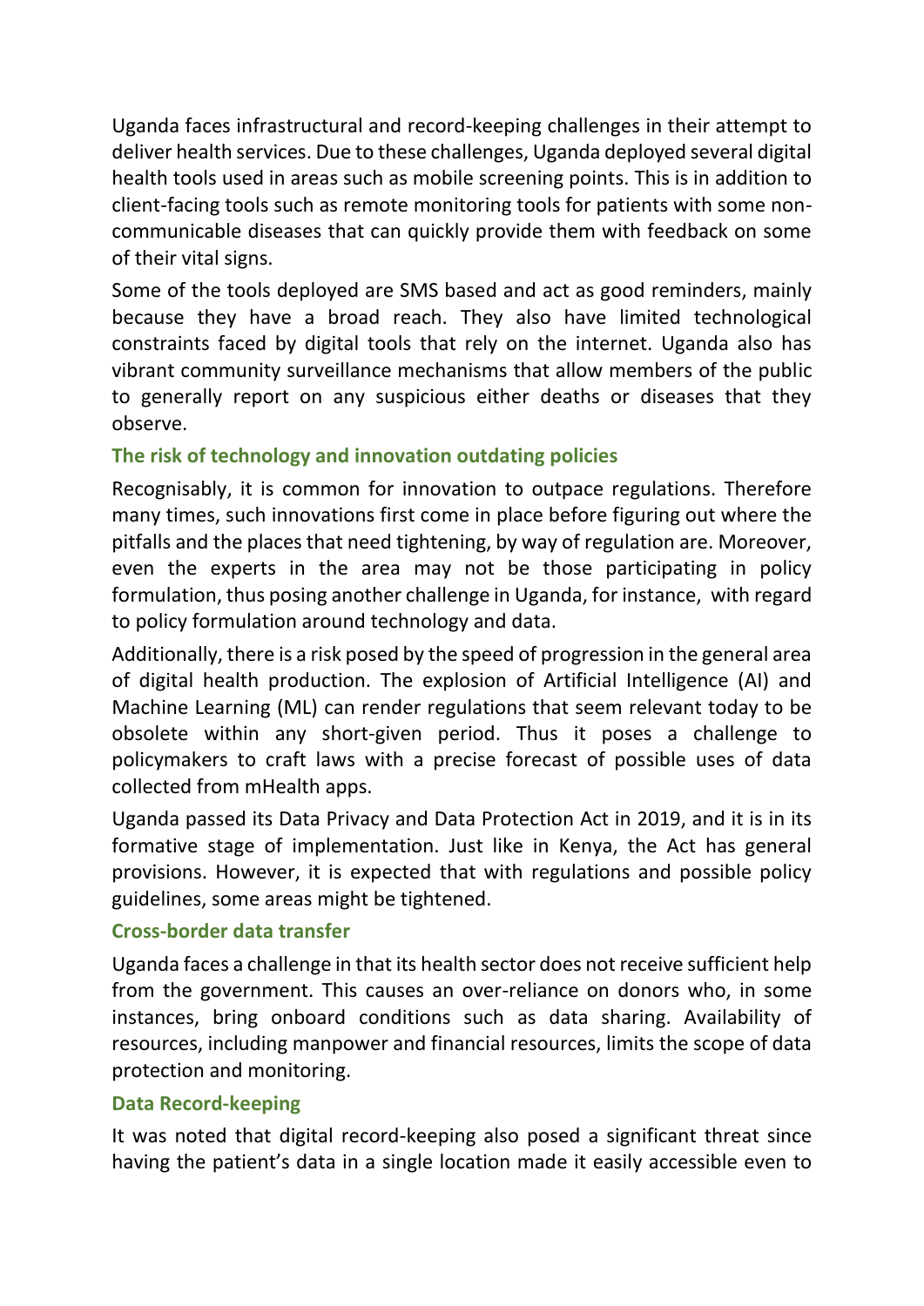Uganda faces infrastructural and record-keeping challenges in their attempt to deliver health services. Due to these challenges, Uganda deployed several digital health tools used in areas such as mobile screening points. This is in addition to client-facing tools such as remote monitoring tools for patients with some non-communicable diseases that can quickly provide them with feedback on some of their vital signs.

Some of the tools deployed are SMS based and act as good reminders, mainly because they have a broad reach. They also have limited technological constraints faced by digital tools that rely on the internet. Uganda also has vibrant community surveillance mechanisms that allow members of the public to generally report on any suspicious either deaths or diseases that they observe.

### The risk of technology and innovation outdating policies

Recognisably, it is common for innovation to outpace regulations. Therefore many times, such innovations first come in place before figuring out where the pitfalls and the places that need tightening, by way of regulation are. Moreover, even the experts in the area may not be those participating in policy formulation, thus posing another challenge in Uganda, for instance, with regard to policy formulation around technology and data.

Additionally, there is a risk posed by the speed of progression in the general area of digital health production. The explosion of Artificial Intelligence (AI) and Machine Learning (ML) can render regulations that seem relevant today to be obsolete within any short-given period. Thus it poses a challenge to policymakers to craft laws with a precise forecast of possible uses of data collected from mHealth apps.

Uganda passed its Data Privacy and Data Protection Act in 2019, and it is in its formative stage of implementation. Just like in Kenya, the Act has general provisions. However, it is expected that with regulations and possible policy guidelines, some areas might be tightened.

### Cross-border data transfer

Uganda faces a challenge in that its health sector does not receive sufficient help from the government. This causes an over-reliance on donors who, in some instances, bring onboard conditions such as data sharing. Availability of resources, including manpower and financial resources, limits the scope of data protection and monitoring.

### Data Record-keeping

It was noted that digital record-keeping also posed a significant threat since having the patient's data in a single location made it easily accessible even to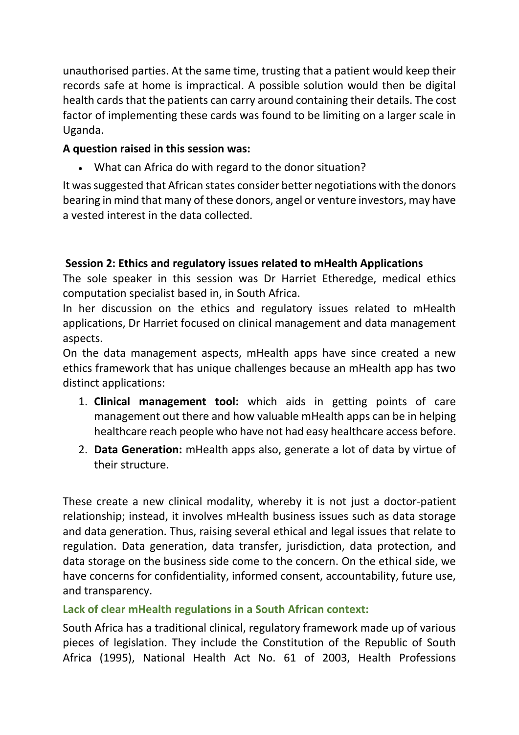unauthorised parties. At the same time, trusting that a patient would keep their records safe at home is impractical. A possible solution would then be digital health cards that the patients can carry around containing their details. The cost factor of implementing these cards was found to be limiting on a larger scale in Uganda.

**A question raised in this session was:**

- What can Africa do with regard to the donor situation?

It was suggested that African states consider better negotiations with the donors bearing in mind that many of these donors, angel or venture investors, may have a vested interest in the data collected.

**Session 2: Ethics and regulatory issues related to mHealth Applications**

The sole speaker in this session was Dr Harriet Etheredge, medical ethics computation specialist based in, in South Africa.

In her discussion on the ethics and regulatory issues related to mHealth applications, Dr Harriet focused on clinical management and data management aspects.

On the data management aspects, mHealth apps have since created a new ethics framework that has unique challenges because an mHealth app has two distinct applications:

1. **Clinical management tool:** which aids in getting points of care management out there and how valuable mHealth apps can be in helping healthcare reach people who have not had easy healthcare access before.
2. **Data Generation:** mHealth apps also, generate a lot of data by virtue of their structure.

These create a new clinical modality, whereby it is not just a doctor-patient relationship; instead, it involves mHealth business issues such as data storage and data generation. Thus, raising several ethical and legal issues that relate to regulation. Data generation, data transfer, jurisdiction, data protection, and data storage on the business side come to the concern. On the ethical side, we have concerns for confidentiality, informed consent, accountability, future use, and transparency.

**Lack of clear mHealth regulations in a South African context:**

South Africa has a traditional clinical, regulatory framework made up of various pieces of legislation. They include the Constitution of the Republic of South Africa (1995), National Health Act No. 61 of 2003, Health Professions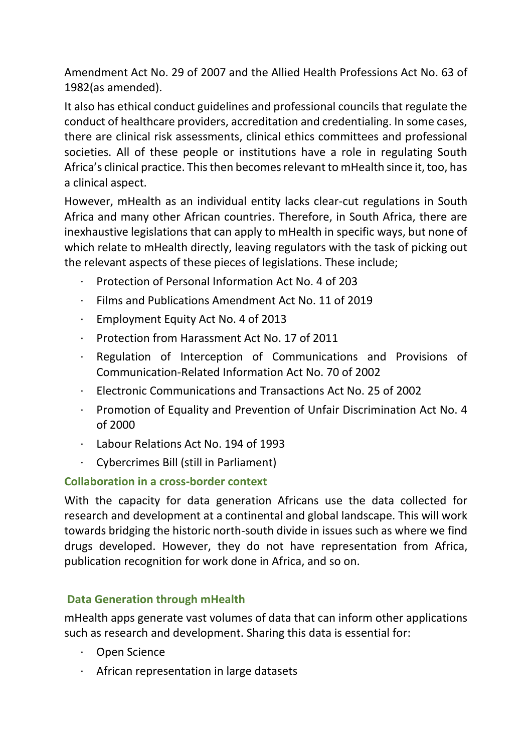Amendment Act No. 29 of 2007 and the Allied Health Professions Act No. 63 of 1982(as amended).

It also has ethical conduct guidelines and professional councils that regulate the conduct of healthcare providers, accreditation and credentialing. In some cases, there are clinical risk assessments, clinical ethics committees and professional societies. All of these people or institutions have a role in regulating South Africa's clinical practice. This then becomes relevant to mHealth since it, too, has a clinical aspect.

However, mHealth as an individual entity lacks clear-cut regulations in South Africa and many other African countries. Therefore, in South Africa, there are inexhaustive legislations that can apply to mHealth in specific ways, but none of which relate to mHealth directly, leaving regulators with the task of picking out the relevant aspects of these pieces of legislations. These include;

- Protection of Personal Information Act No. 4 of 203
- Films and Publications Amendment Act No. 11 of 2019
- Employment Equity Act No. 4 of 2013
- Protection from Harassment Act No. 17 of 2011
- Regulation of Interception of Communications and Provisions of Communication-Related Information Act No. 70 of 2002
- Electronic Communications and Transactions Act No. 25 of 2002
- Promotion of Equality and Prevention of Unfair Discrimination Act No. 4 of 2000
- Labour Relations Act No. 194 of 1993
- Cybercrimes Bill (still in Parliament)

### Collaboration in a cross-border context

With the capacity for data generation Africans use the data collected for research and development at a continental and global landscape. This will work towards bridging the historic north-south divide in issues such as where we find drugs developed. However, they do not have representation from Africa, publication recognition for work done in Africa, and so on.

### Data Generation through mHealth

mHealth apps generate vast volumes of data that can inform other applications such as research and development. Sharing this data is essential for:

- Open Science
- African representation in large datasets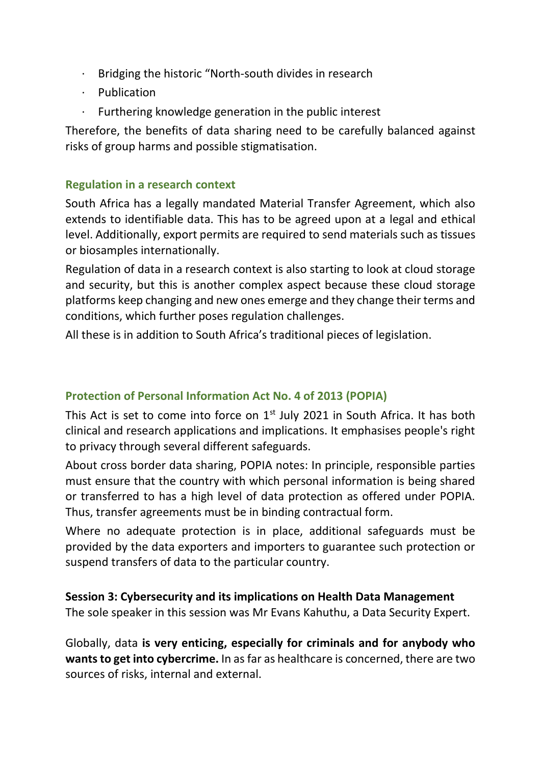- Bridging the historic "North-south divides in research
- Publication
- Furthering knowledge generation in the public interest

Therefore, the benefits of data sharing need to be carefully balanced against risks of group harms and possible stigmatisation.

### Regulation in a research context

South Africa has a legally mandated Material Transfer Agreement, which also extends to identifiable data. This has to be agreed upon at a legal and ethical level. Additionally, export permits are required to send materials such as tissues or biosamples internationally.

Regulation of data in a research context is also starting to look at cloud storage and security, but this is another complex aspect because these cloud storage platforms keep changing and new ones emerge and they change their terms and conditions, which further poses regulation challenges.

All these is in addition to South Africa's traditional pieces of legislation.

### Protection of Personal Information Act No. 4 of 2013 (POPIA)

This Act is set to come into force on 1st July 2021 in South Africa. It has both clinical and research applications and implications. It emphasises people's right to privacy through several different safeguards.

About cross border data sharing, POPIA notes: In principle, responsible parties must ensure that the country with which personal information is being shared or transferred to has a high level of data protection as offered under POPIA. Thus, transfer agreements must be in binding contractual form.

Where no adequate protection is in place, additional safeguards must be provided by the data exporters and importers to guarantee such protection or suspend transfers of data to the particular country.

**Session 3: Cybersecurity and its implications on Health Data Management**

The sole speaker in this session was Mr Evans Kahuthu, a Data Security Expert.

Globally, data **is very enticing, especially for criminals and for anybody who wants to get into cybercrime.** In as far as healthcare is concerned, there are two sources of risks, internal and external.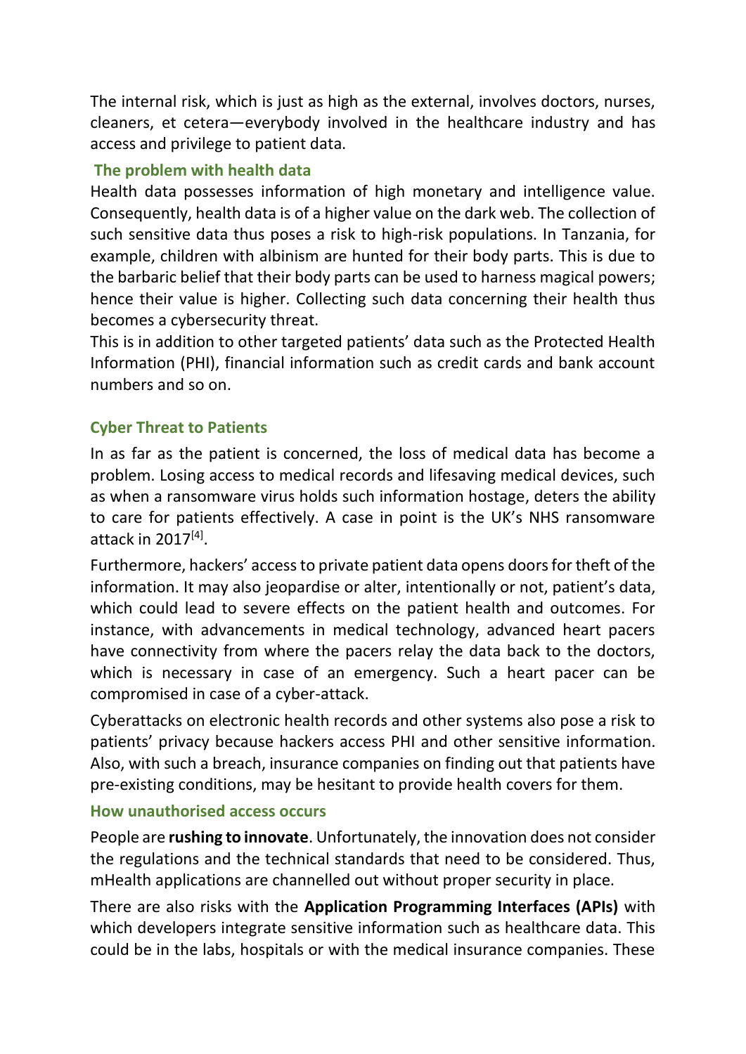The internal risk, which is just as high as the external, involves doctors, nurses, cleaners, et cetera—everybody involved in the healthcare industry and has access and privilege to patient data.

### The problem with health data

Health data possesses information of high monetary and intelligence value. Consequently, health data is of a higher value on the dark web. The collection of such sensitive data thus poses a risk to high-risk populations. In Tanzania, for example, children with albinism are hunted for their body parts. This is due to the barbaric belief that their body parts can be used to harness magical powers; hence their value is higher. Collecting such data concerning their health thus becomes a cybersecurity threat.

This is in addition to other targeted patients' data such as the Protected Health Information (PHI), financial information such as credit cards and bank account numbers and so on.

### Cyber Threat to Patients

In as far as the patient is concerned, the loss of medical data has become a problem. Losing access to medical records and lifesaving medical devices, such as when a ransomware virus holds such information hostage, deters the ability to care for patients effectively. A case in point is the UK's NHS ransomware attack in 2017[4].

Furthermore, hackers' access to private patient data opens doors for theft of the information. It may also jeopardise or alter, intentionally or not, patient's data, which could lead to severe effects on the patient health and outcomes. For instance, with advancements in medical technology, advanced heart pacers have connectivity from where the pacers relay the data back to the doctors, which is necessary in case of an emergency. Such a heart pacer can be compromised in case of a cyber-attack.

Cyberattacks on electronic health records and other systems also pose a risk to patients' privacy because hackers access PHI and other sensitive information. Also, with such a breach, insurance companies on finding out that patients have pre-existing conditions, may be hesitant to provide health covers for them.

### How unauthorised access occurs

People are **rushing to innovate**. Unfortunately, the innovation does not consider the regulations and the technical standards that need to be considered. Thus, mHealth applications are channelled out without proper security in place.

There are also risks with the **Application Programming Interfaces (APIs)** with which developers integrate sensitive information such as healthcare data. This could be in the labs, hospitals or with the medical insurance companies. These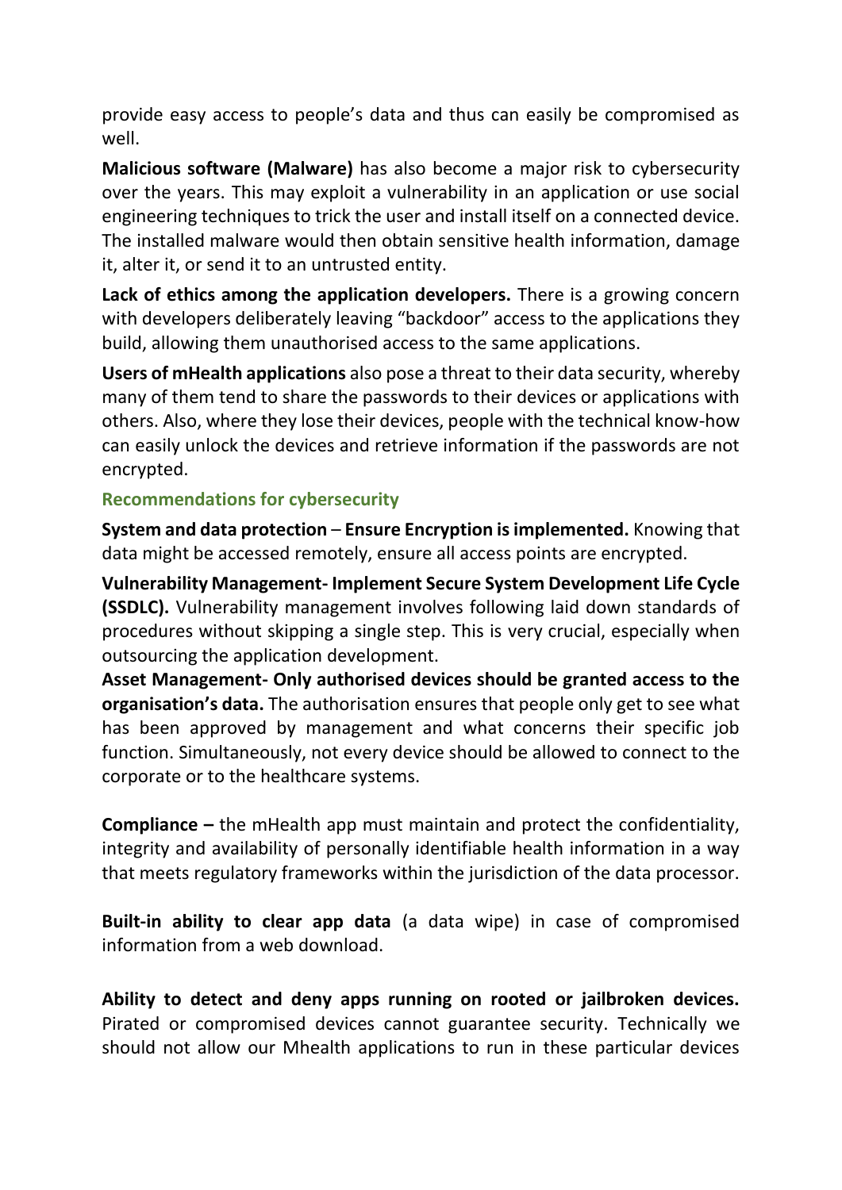provide easy access to people's data and thus can easily be compromised as well.

**Malicious software (Malware)** has also become a major risk to cybersecurity over the years. This may exploit a vulnerability in an application or use social engineering techniques to trick the user and install itself on a connected device. The installed malware would then obtain sensitive health information, damage it, alter it, or send it to an untrusted entity.

**Lack of ethics among the application developers.** There is a growing concern with developers deliberately leaving "backdoor" access to the applications they build, allowing them unauthorised access to the same applications.

**Users of mHealth applications** also pose a threat to their data security, whereby many of them tend to share the passwords to their devices or applications with others. Also, where they lose their devices, people with the technical know-how can easily unlock the devices and retrieve information if the passwords are not encrypted.

### Recommendations for cybersecurity

**System and data protection** – **Ensure Encryption is implemented.** Knowing that data might be accessed remotely, ensure all access points are encrypted.

**Vulnerability Management- Implement Secure System Development Life Cycle (SSDLC).** Vulnerability management involves following laid down standards of procedures without skipping a single step. This is very crucial, especially when outsourcing the application development.

**Asset Management- Only authorised devices should be granted access to the organisation's data.** The authorisation ensures that people only get to see what has been approved by management and what concerns their specific job function. Simultaneously, not every device should be allowed to connect to the corporate or to the healthcare systems.

**Compliance –** the mHealth app must maintain and protect the confidentiality, integrity and availability of personally identifiable health information in a way that meets regulatory frameworks within the jurisdiction of the data processor.

**Built-in ability to clear app data** (a data wipe) in case of compromised information from a web download.

**Ability to detect and deny apps running on rooted or jailbroken devices.** Pirated or compromised devices cannot guarantee security. Technically we should not allow our Mhealth applications to run in these particular devices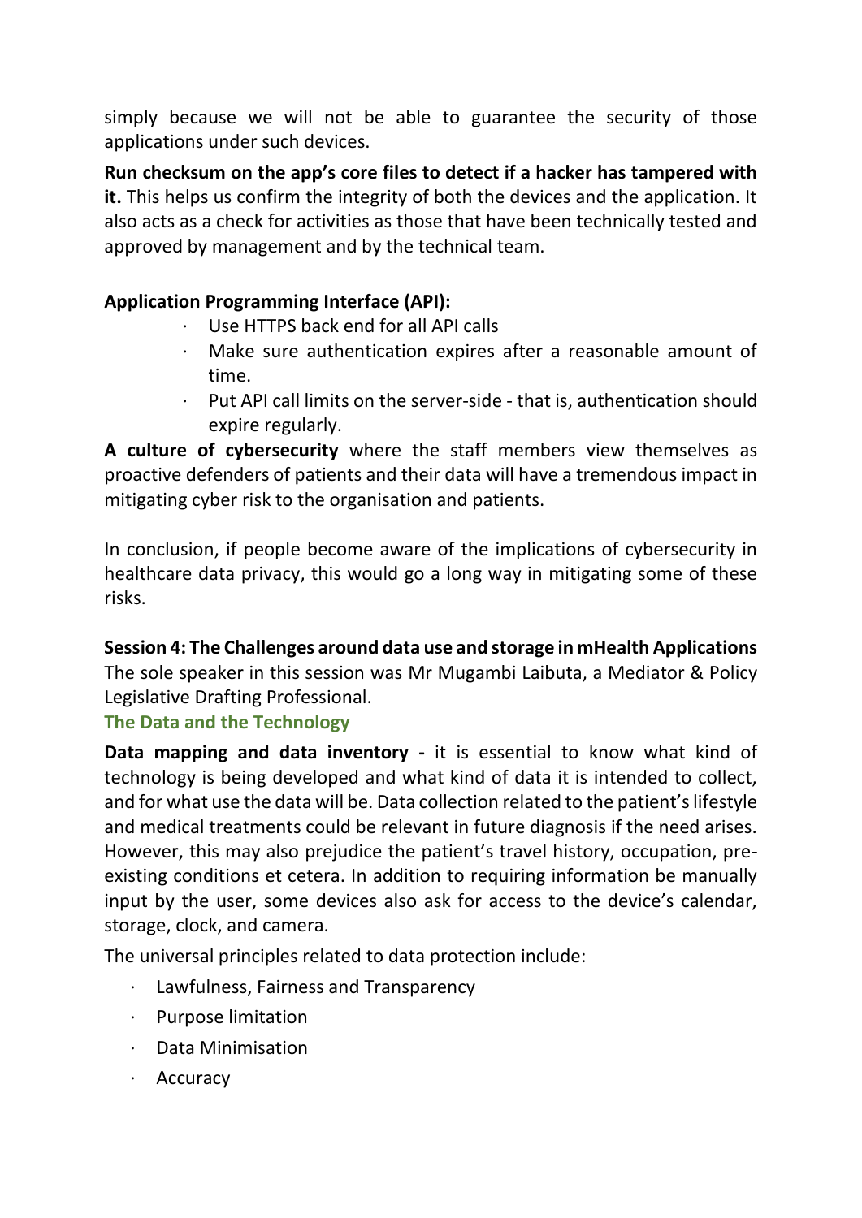simply because we will not be able to guarantee the security of those applications under such devices.

**Run checksum on the app's core files to detect if a hacker has tampered with it.** This helps us confirm the integrity of both the devices and the application. It also acts as a check for activities as those that have been technically tested and approved by management and by the technical team.

**Application Programming Interface (API):**

- Use HTTPS back end for all API calls
- Make sure authentication expires after a reasonable amount of time.
- Put API call limits on the server-side - that is, authentication should expire regularly.

**A culture of cybersecurity** where the staff members view themselves as proactive defenders of patients and their data will have a tremendous impact in mitigating cyber risk to the organisation and patients.

In conclusion, if people become aware of the implications of cybersecurity in healthcare data privacy, this would go a long way in mitigating some of these risks.

**Session 4: The Challenges around data use and storage in mHealth Applications**

The sole speaker in this session was Mr Mugambi Laibuta, a Mediator & Policy Legislative Drafting Professional.

### The Data and the Technology

**Data mapping and data inventory -** it is essential to know what kind of technology is being developed and what kind of data it is intended to collect, and for what use the data will be. Data collection related to the patient's lifestyle and medical treatments could be relevant in future diagnosis if the need arises. However, this may also prejudice the patient's travel history, occupation, pre-existing conditions et cetera. In addition to requiring information be manually input by the user, some devices also ask for access to the device's calendar, storage, clock, and camera.

The universal principles related to data protection include:

- Lawfulness, Fairness and Transparency
- Purpose limitation
- Data Minimisation
- Accuracy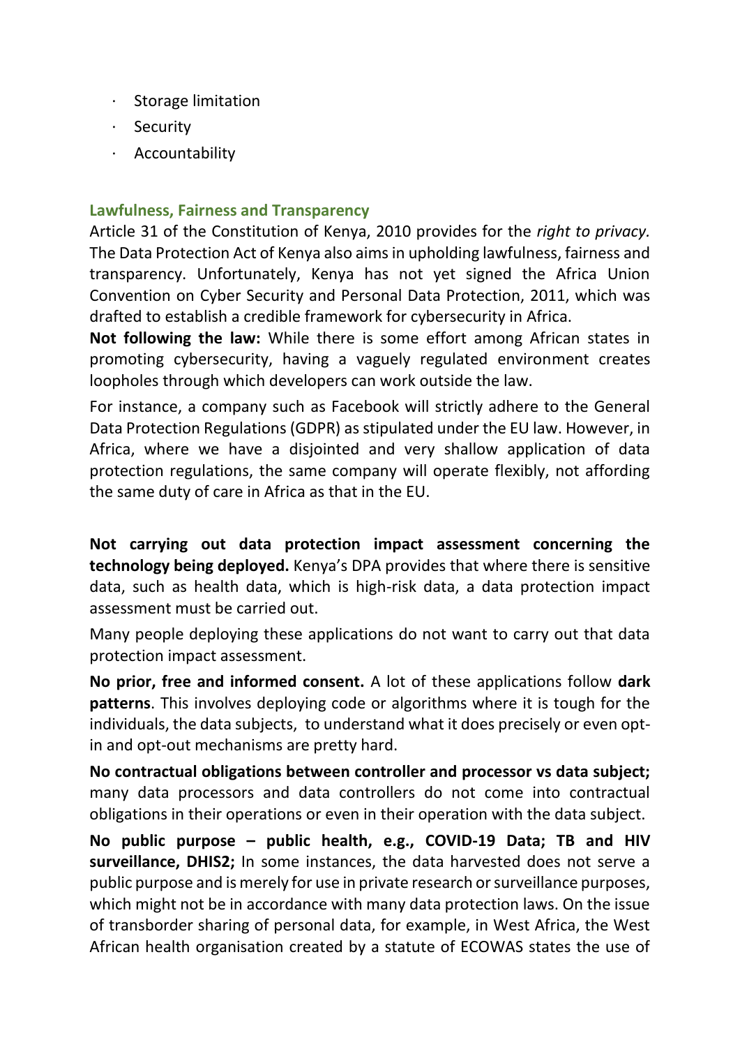- Storage limitation
- Security
- Accountability

### Lawfulness, Fairness and Transparency

Article 31 of the Constitution of Kenya, 2010 provides for the *right to privacy.* The Data Protection Act of Kenya also aims in upholding lawfulness, fairness and transparency. Unfortunately, Kenya has not yet signed the Africa Union Convention on Cyber Security and Personal Data Protection, 2011, which was drafted to establish a credible framework for cybersecurity in Africa.

**Not following the law:** While there is some effort among African states in promoting cybersecurity, having a vaguely regulated environment creates loopholes through which developers can work outside the law.

For instance, a company such as Facebook will strictly adhere to the General Data Protection Regulations (GDPR) as stipulated under the EU law. However, in Africa, where we have a disjointed and very shallow application of data protection regulations, the same company will operate flexibly, not affording the same duty of care in Africa as that in the EU.

**Not carrying out data protection impact assessment concerning the technology being deployed.** Kenya's DPA provides that where there is sensitive data, such as health data, which is high-risk data, a data protection impact assessment must be carried out.

Many people deploying these applications do not want to carry out that data protection impact assessment.

**No prior, free and informed consent.** A lot of these applications follow **dark patterns**. This involves deploying code or algorithms where it is tough for the individuals, the data subjects, to understand what it does precisely or even opt-in and opt-out mechanisms are pretty hard.

**No contractual obligations between controller and processor vs data subject;** many data processors and data controllers do not come into contractual obligations in their operations or even in their operation with the data subject.

**No public purpose – public health, e.g., COVID-19 Data; TB and HIV surveillance, DHIS2;** In some instances, the data harvested does not serve a public purpose and is merely for use in private research or surveillance purposes, which might not be in accordance with many data protection laws. On the issue of transborder sharing of personal data, for example, in West Africa, the West African health organisation created by a statute of ECOWAS states the use of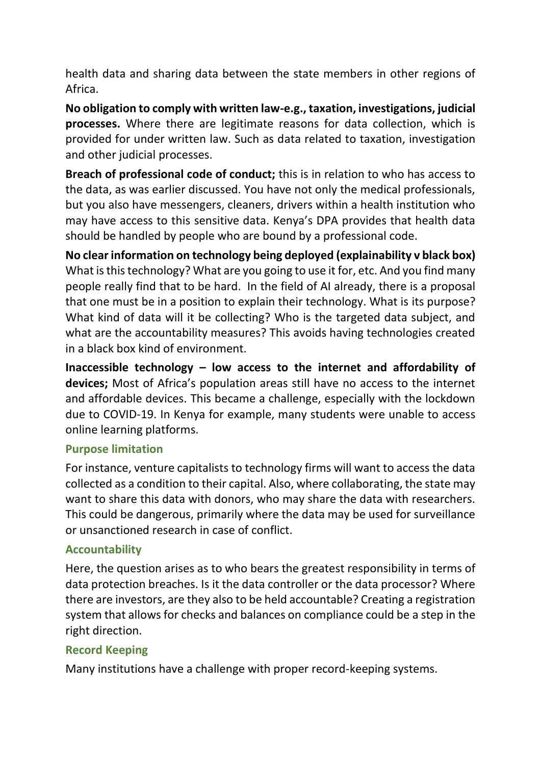health data and sharing data between the state members in other regions of Africa.

**No obligation to comply with written law-e.g., taxation, investigations, judicial processes.** Where there are legitimate reasons for data collection, which is provided for under written law. Such as data related to taxation, investigation and other judicial processes.

**Breach of professional code of conduct;** this is in relation to who has access to the data, as was earlier discussed. You have not only the medical professionals, but you also have messengers, cleaners, drivers within a health institution who may have access to this sensitive data. Kenya's DPA provides that health data should be handled by people who are bound by a professional code.

**No clear information on technology being deployed (explainability v black box)** What is this technology? What are you going to use it for, etc. And you find many people really find that to be hard. In the field of AI already, there is a proposal that one must be in a position to explain their technology. What is its purpose? What kind of data will it be collecting? Who is the targeted data subject, and what are the accountability measures? This avoids having technologies created in a black box kind of environment.

**Inaccessible technology – low access to the internet and affordability of devices;** Most of Africa's population areas still have no access to the internet and affordable devices. This became a challenge, especially with the lockdown due to COVID-19. In Kenya for example, many students were unable to access online learning platforms.

### Purpose limitation

For instance, venture capitalists to technology firms will want to access the data collected as a condition to their capital. Also, where collaborating, the state may want to share this data with donors, who may share the data with researchers. This could be dangerous, primarily where the data may be used for surveillance or unsanctioned research in case of conflict.

### Accountability

Here, the question arises as to who bears the greatest responsibility in terms of data protection breaches. Is it the data controller or the data processor? Where there are investors, are they also to be held accountable? Creating a registration system that allows for checks and balances on compliance could be a step in the right direction.

### Record Keeping

Many institutions have a challenge with proper record-keeping systems.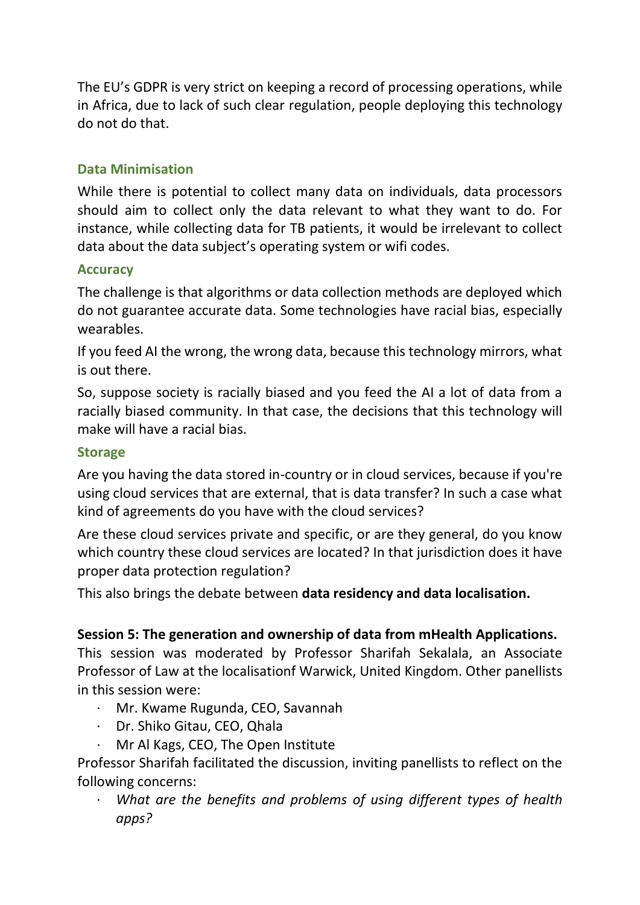The EU's GDPR is very strict on keeping a record of processing operations, while in Africa, due to lack of such clear regulation, people deploying this technology do not do that.

### Data Minimisation

While there is potential to collect many data on individuals, data processors should aim to collect only the data relevant to what they want to do. For instance, while collecting data for TB patients, it would be irrelevant to collect data about the data subject's operating system or wifi codes.

### Accuracy

The challenge is that algorithms or data collection methods are deployed which do not guarantee accurate data. Some technologies have racial bias, especially wearables.

If you feed AI the wrong, the wrong data, because this technology mirrors, what is out there.

So, suppose society is racially biased and you feed the AI a lot of data from a racially biased community. In that case, the decisions that this technology will make will have a racial bias.

### Storage

Are you having the data stored in-country or in cloud services, because if you're using cloud services that are external, that is data transfer? In such a case what kind of agreements do you have with the cloud services?

Are these cloud services private and specific, or are they general, do you know which country these cloud services are located? In that jurisdiction does it have proper data protection regulation?

This also brings the debate between **data residency and data localisation.**

**Session 5: The generation and ownership of data from mHealth Applications.**

This session was moderated by Professor Sharifah Sekalala, an Associate Professor of Law at the localisationf Warwick, United Kingdom. Other panellists in this session were:

- Mr. Kwame Rugunda, CEO, Savannah
- Dr. Shiko Gitau, CEO, Qhala
- Mr Al Kags, CEO, The Open Institute

Professor Sharifah facilitated the discussion, inviting panellists to reflect on the following concerns:

- *What are the benefits and problems of using different types of health apps?*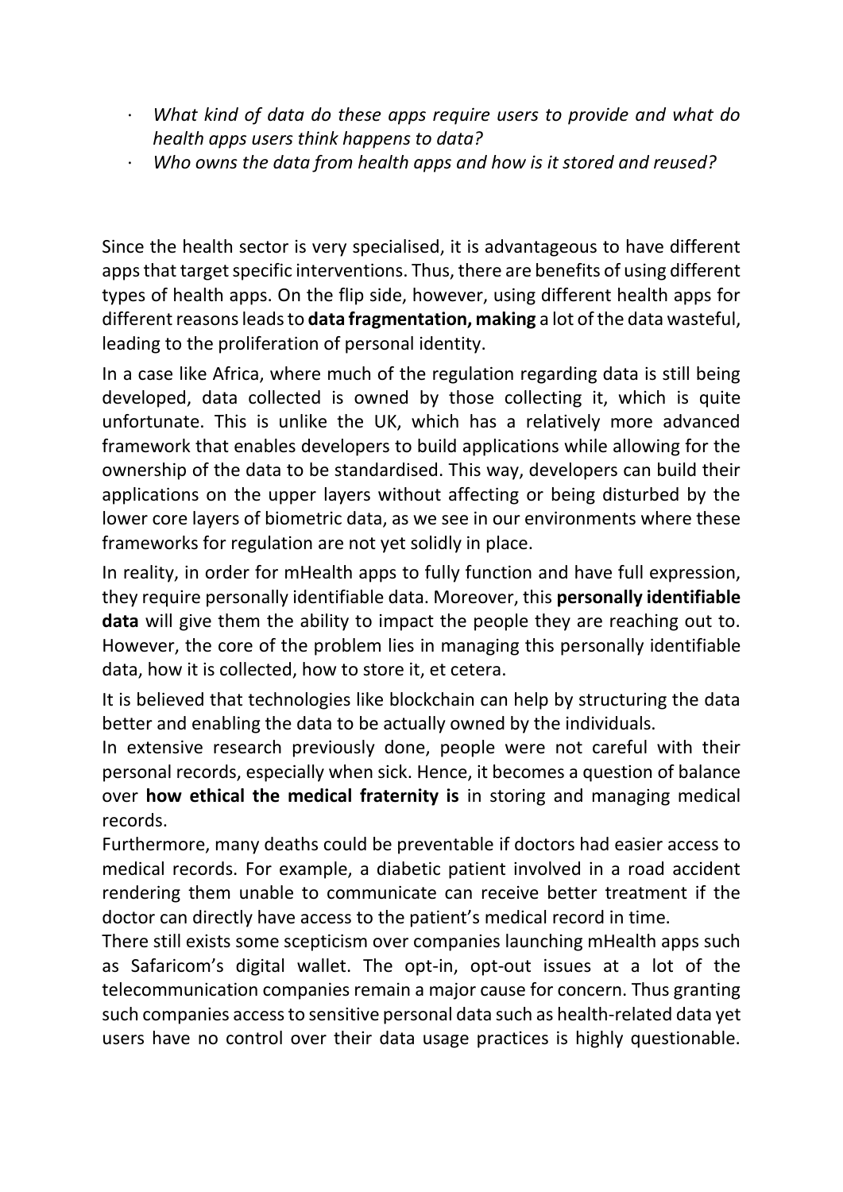- *What kind of data do these apps require users to provide and what do health apps users think happens to data?*
- *Who owns the data from health apps and how is it stored and reused?*

Since the health sector is very specialised, it is advantageous to have different apps that target specific interventions. Thus, there are benefits of using different types of health apps. On the flip side, however, using different health apps for different reasons leads to **data fragmentation, making** a lot of the data wasteful, leading to the proliferation of personal identity.

In a case like Africa, where much of the regulation regarding data is still being developed, data collected is owned by those collecting it, which is quite unfortunate. This is unlike the UK, which has a relatively more advanced framework that enables developers to build applications while allowing for the ownership of the data to be standardised. This way, developers can build their applications on the upper layers without affecting or being disturbed by the lower core layers of biometric data, as we see in our environments where these frameworks for regulation are not yet solidly in place.

In reality, in order for mHealth apps to fully function and have full expression, they require personally identifiable data. Moreover, this **personally identifiable data** will give them the ability to impact the people they are reaching out to. However, the core of the problem lies in managing this personally identifiable data, how it is collected, how to store it, et cetera.

It is believed that technologies like blockchain can help by structuring the data better and enabling the data to be actually owned by the individuals.

In extensive research previously done, people were not careful with their personal records, especially when sick. Hence, it becomes a question of balance over **how ethical the medical fraternity is** in storing and managing medical records.

Furthermore, many deaths could be preventable if doctors had easier access to medical records. For example, a diabetic patient involved in a road accident rendering them unable to communicate can receive better treatment if the doctor can directly have access to the patient's medical record in time.

There still exists some scepticism over companies launching mHealth apps such as Safaricom's digital wallet. The opt-in, opt-out issues at a lot of the telecommunication companies remain a major cause for concern. Thus granting such companies access to sensitive personal data such as health-related data yet users have no control over their data usage practices is highly questionable.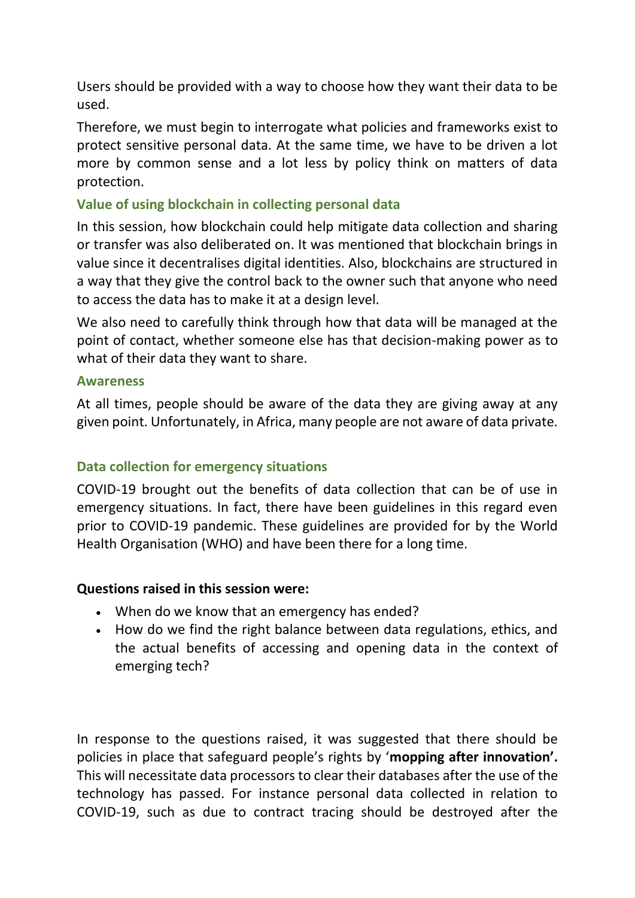Users should be provided with a way to choose how they want their data to be used.

Therefore, we must begin to interrogate what policies and frameworks exist to protect sensitive personal data. At the same time, we have to be driven a lot more by common sense and a lot less by policy think on matters of data protection.

### Value of using blockchain in collecting personal data

In this session, how blockchain could help mitigate data collection and sharing or transfer was also deliberated on. It was mentioned that blockchain brings in value since it decentralises digital identities. Also, blockchains are structured in a way that they give the control back to the owner such that anyone who need to access the data has to make it at a design level.

We also need to carefully think through how that data will be managed at the point of contact, whether someone else has that decision-making power as to what of their data they want to share.

### Awareness

At all times, people should be aware of the data they are giving away at any given point. Unfortunately, in Africa, many people are not aware of data private.

### Data collection for emergency situations

COVID-19 brought out the benefits of data collection that can be of use in emergency situations. In fact, there have been guidelines in this regard even prior to COVID-19 pandemic. These guidelines are provided for by the World Health Organisation (WHO) and have been there for a long time.

**Questions raised in this session were:**

- When do we know that an emergency has ended?
- How do we find the right balance between data regulations, ethics, and the actual benefits of accessing and opening data in the context of emerging tech?

In response to the questions raised, it was suggested that there should be policies in place that safeguard people's rights by '**mopping after innovation'.** This will necessitate data processors to clear their databases after the use of the technology has passed. For instance personal data collected in relation to COVID-19, such as due to contract tracing should be destroyed after the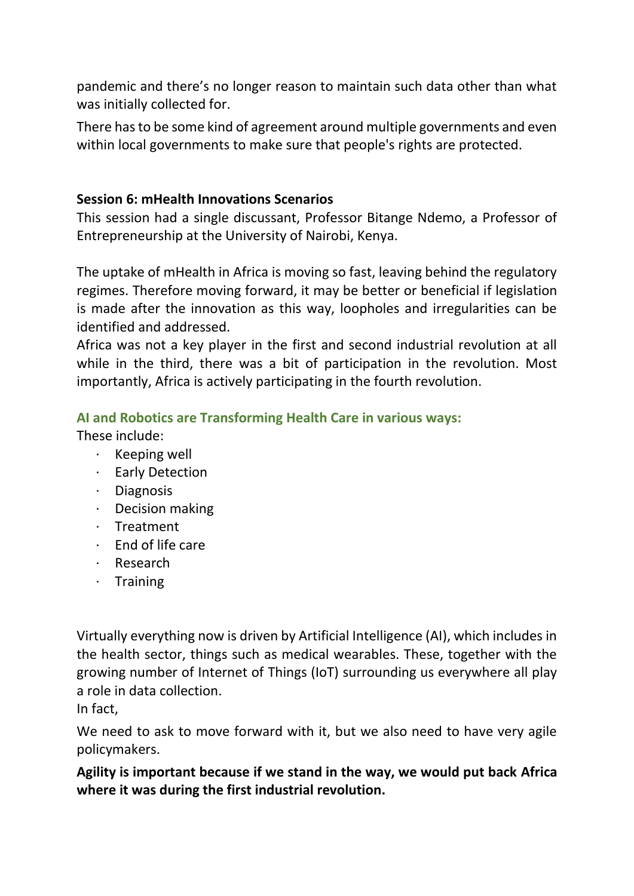pandemic and there's no longer reason to maintain such data other than what was initially collected for.

There has to be some kind of agreement around multiple governments and even within local governments to make sure that people's rights are protected.

**Session 6: mHealth Innovations Scenarios**

This session had a single discussant, Professor Bitange Ndemo, a Professor of Entrepreneurship at the University of Nairobi, Kenya.

The uptake of mHealth in Africa is moving so fast, leaving behind the regulatory regimes. Therefore moving forward, it may be better or beneficial if legislation is made after the innovation as this way, loopholes and irregularities can be identified and addressed.

Africa was not a key player in the first and second industrial revolution at all while in the third, there was a bit of participation in the revolution. Most importantly, Africa is actively participating in the fourth revolution.

**AI and Robotics are Transforming Health Care in various ways:**

These include:

- Keeping well
- Early Detection
- Diagnosis
- Decision making
- Treatment
- End of life care
- Research
- Training

Virtually everything now is driven by Artificial Intelligence (AI), which includes in the health sector, things such as medical wearables. These, together with the growing number of Internet of Things (IoT) surrounding us everywhere all play a role in data collection.

In fact,

We need to ask to move forward with it, but we also need to have very agile policymakers.

**Agility is important because if we stand in the way, we would put back Africa where it was during the first industrial revolution.**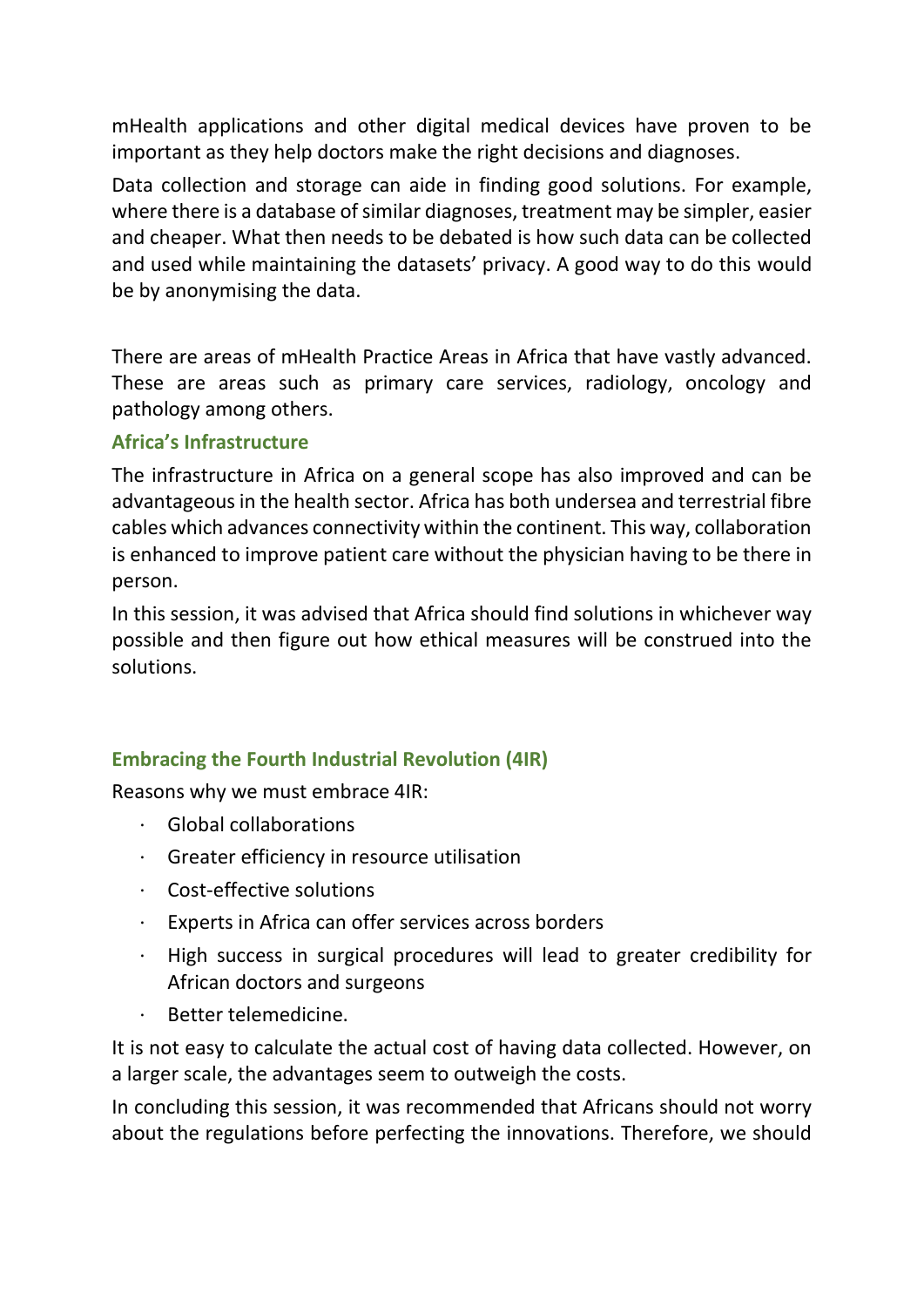mHealth applications and other digital medical devices have proven to be important as they help doctors make the right decisions and diagnoses.

Data collection and storage can aide in finding good solutions. For example, where there is a database of similar diagnoses, treatment may be simpler, easier and cheaper. What then needs to be debated is how such data can be collected and used while maintaining the datasets' privacy. A good way to do this would be by anonymising the data.

There are areas of mHealth Practice Areas in Africa that have vastly advanced. These are areas such as primary care services, radiology, oncology and pathology among others.

### Africa's Infrastructure

The infrastructure in Africa on a general scope has also improved and can be advantageous in the health sector. Africa has both undersea and terrestrial fibre cables which advances connectivity within the continent. This way, collaboration is enhanced to improve patient care without the physician having to be there in person.

In this session, it was advised that Africa should find solutions in whichever way possible and then figure out how ethical measures will be construed into the solutions.

### Embracing the Fourth Industrial Revolution (4IR)

Reasons why we must embrace 4IR:

- Global collaborations
- Greater efficiency in resource utilisation
- Cost-effective solutions
- Experts in Africa can offer services across borders
- High success in surgical procedures will lead to greater credibility for African doctors and surgeons
- Better telemedicine.

It is not easy to calculate the actual cost of having data collected. However, on a larger scale, the advantages seem to outweigh the costs.

In concluding this session, it was recommended that Africans should not worry about the regulations before perfecting the innovations. Therefore, we should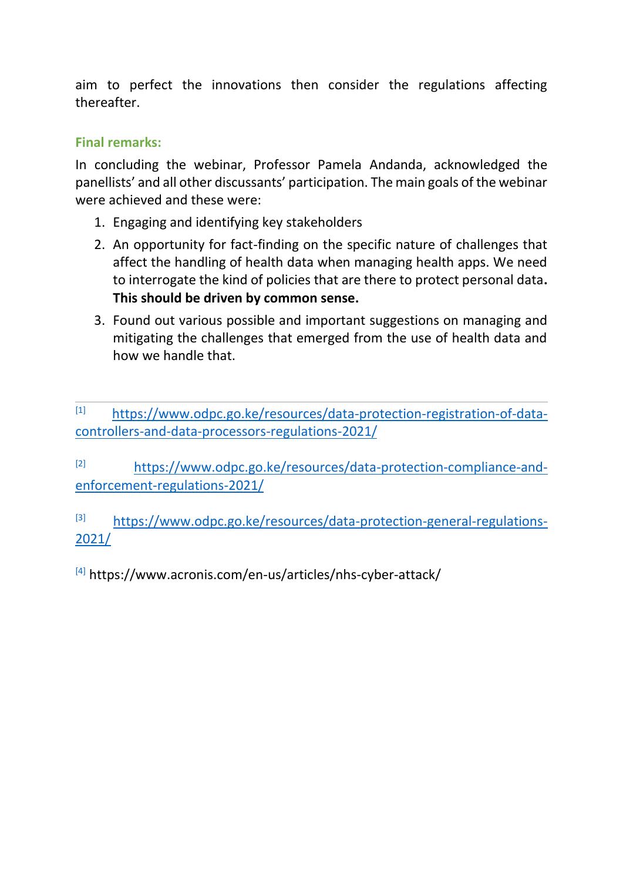aim to perfect the innovations then consider the regulations affecting thereafter.

### Final remarks:

In concluding the webinar, Professor Pamela Andanda, acknowledged the panellists' and all other discussants' participation. The main goals of the webinar were achieved and these were:

1. Engaging and identifying key stakeholders
2. An opportunity for fact-finding on the specific nature of challenges that affect the handling of health data when managing health apps. We need to interrogate the kind of policies that are there to protect personal data**. This should be driven by common sense.**
3. Found out various possible and important suggestions on managing and mitigating the challenges that emerged from the use of health data and how we handle that.

---

[1] https://www.odpc.go.ke/resources/data-protection-registration-of-data-controllers-and-data-processors-regulations-2021/

[2] https://www.odpc.go.ke/resources/data-protection-compliance-and-enforcement-regulations-2021/

[3] https://www.odpc.go.ke/resources/data-protection-general-regulations-2021/

[4] https://www.acronis.com/en-us/articles/nhs-cyber-attack/